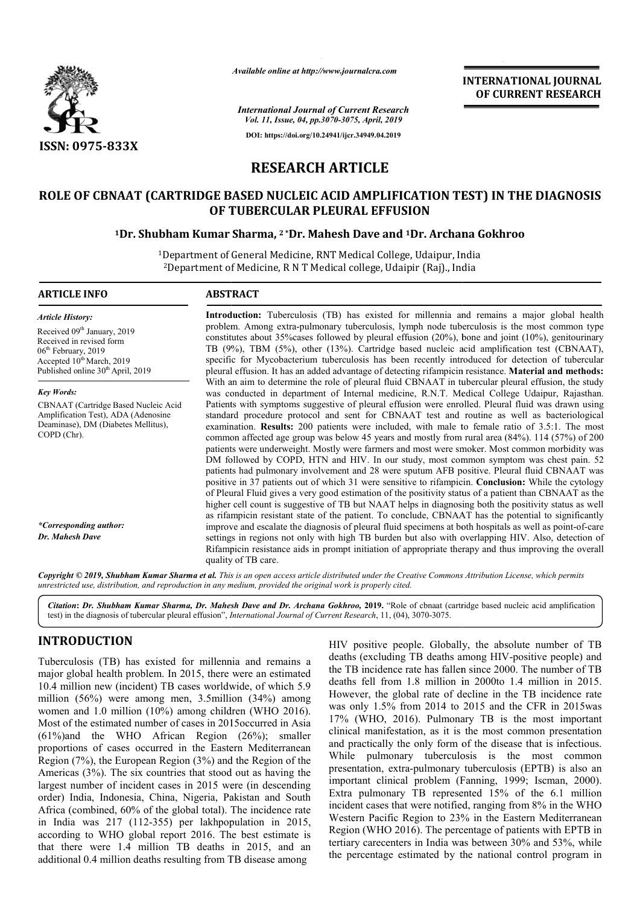# RESEARCH ARTICLE

## ROLE OF CBNAAT (CARTRIDGE BASED NUCLEIC ACID AMPLIFICATION TEST) IN THE DIAGNOSIS OF TUBERCULAR PLEURAL EFFUSION

[1]Dr. Shubham Kumar Sharma, [2]*Dr. Mahesh Dave and [1]Dr. Archana Gokhroo

[1]Department of General Medicine, RNT Medical College, Udaipur, India
[2]Department of Medicine, R N T Medical college, Udaipir (Raj)., India

### ARTICLE INFO

*Article History:*

Received 09th January, 2019
Received in revised form 06th February, 2019
Accepted 10th March, 2019
Published online 30th April, 2019

*Key Words:*

CBNAAT (Cartridge Based Nucleic Acid Amplification Test), ADA (Adenosine Deaminase), DM (Diabetes Mellitus), COPD (Chr).

**\*Corresponding author:** *Dr. Mahesh Dave*

### ABSTRACT

**Introduction:** Tuberculosis (TB) has existed for millennia and remains a major global health problem. Among extra-pulmonary tuberculosis, lymph node tuberculosis is the most common type constitutes about 35%cases followed by pleural effusion (20%), bone and joint (10%), genitourinary TB (9%), TBM (5%), other (13%). Cartridge based nucleic acid amplification test (CBNAAT), specific for Mycobacterium tuberculosis has been recently introduced for detection of tubercular pleural effusion. It has an added advantage of detecting rifampicin resistance. **Material and methods:** With an aim to determine the role of pleural fluid CBNAAT in tubercular pleural effusion, the study was conducted in department of Internal medicine, R.N.T. Medical College Udaipur, Rajasthan. Patients with symptoms suggestive of pleural effusion were enrolled. Pleural fluid was drawn using standard procedure protocol and sent for CBNAAT test and routine as well as bacteriological examination. **Results:** 200 patients were included, with male to female ratio of 3.5:1. The most common affected age group was below 45 years and mostly from rural area (84%). 114 (57%) of 200 patients were underweight. Mostly were farmers and most were smoker. Most common morbidity was DM followed by COPD, HTN and HIV. In our study, most common symptom was chest pain. 52 patients had pulmonary involvement and 28 were sputum AFB positive. Pleural fluid CBNAAT was positive in 37 patients out of which 31 were sensitive to rifampicin. **Conclusion:** While the cytology of Pleural Fluid gives a very good estimation of the positivity status of a patient than CBNAAT as the higher cell count is suggestive of TB but NAAT helps in diagnosing both the positivity status as well as rifampicin resistant state of the patient. To conclude, CBNAAT has the potential to significantly improve and escalate the diagnosis of pleural fluid specimens at both hospitals as well as point-of-care settings in regions not only with high TB burden but also with overlapping HIV. Also, detection of Rifampicin resistance aids in prompt initiation of appropriate therapy and thus improving the overall quality of TB care.

*Copyright © 2019, Shubham Kumar Sharma et al. This is an open access article distributed under the Creative Commons Attribution License, which permits unrestricted use, distribution, and reproduction in any medium, provided the original work is properly cited.*

*Citation*: **Dr. Shubham Kumar Sharma, Dr. Mahesh Dave and Dr. Archana Gokhroo, 2019.** "Role of cbnaat (cartridge based nucleic acid amplification test) in the diagnosis of tubercular pleural effusion", *International Journal of Current Research*, 11, (04), 3070-3075.

## INTRODUCTION

Tuberculosis (TB) has existed for millennia and remains a major global health problem. In 2015, there were an estimated 10.4 million new (incident) TB cases worldwide, of which 5.9 million (56%) were among men, 3.5million (34%) among women and 1.0 million (10%) among children (WHO 2016). Most of the estimated number of cases in 2015occurred in Asia (61%)and the WHO African Region (26%); smaller proportions of cases occurred in the Eastern Mediterranean Region (7%), the European Region (3%) and the Region of the Americas (3%). The six countries that stood out as having the largest number of incident cases in 2015 were (in descending order) India, Indonesia, China, Nigeria, Pakistan and South Africa (combined, 60% of the global total). The incidence rate in India was 217 (112-355) per lakhpopulation in 2015, according to WHO global report 2016. The best estimate is that there were 1.4 million TB deaths in 2015, and an additional 0.4 million deaths resulting from TB disease among HIV positive people. Globally, the absolute number of TB deaths (excluding TB deaths among HIV-positive people) and the TB incidence rate has fallen since 2000. The number of TB deaths fell from 1.8 million in 2000to 1.4 million in 2015. However, the global rate of decline in the TB incidence rate was only 1.5% from 2014 to 2015 and the CFR in 2015was 17% (WHO, 2016). Pulmonary TB is the most important clinical manifestation, as it is the most common presentation and practically the only form of the disease that is infectious. While pulmonary tuberculosis is the most common presentation, extra-pulmonary tuberculosis (EPTB) is also an important clinical problem (Fanning, 1999; Iscman, 2000). Extra pulmonary TB represented 15% of the 6.1 million incident cases that were notified, ranging from 8% in the WHO Western Pacific Region to 23% in the Eastern Mediterranean Region (WHO 2016). The percentage of patients with EPTB in tertiary carecenters in India was between 30% and 53%, while the percentage estimated by the national control program in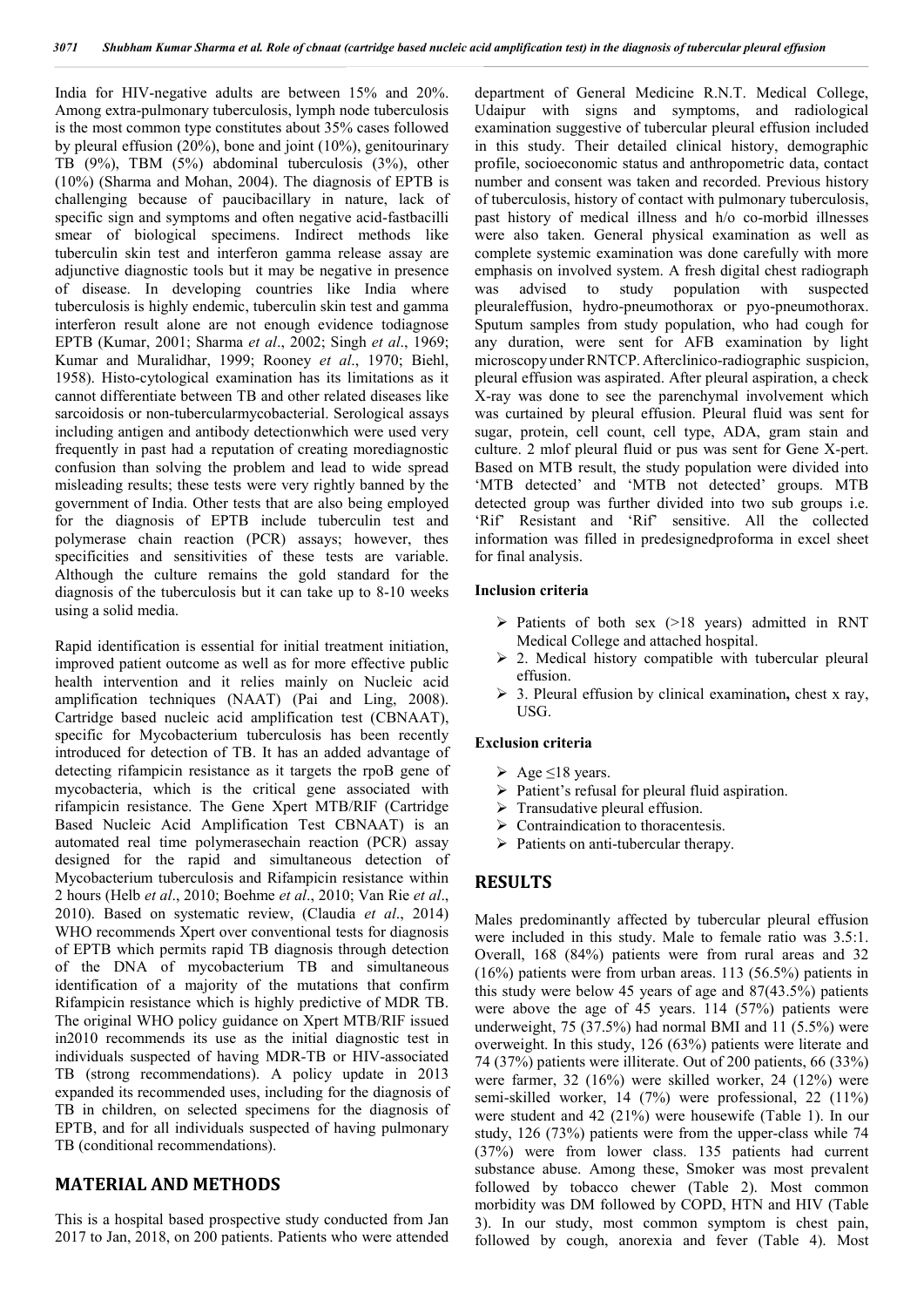India for HIV-negative adults are between 15% and 20%. Among extra-pulmonary tuberculosis, lymph node tuberculosis is the most common type constitutes about 35% cases followed by pleural effusion (20%), bone and joint (10%), genitourinary TB (9%), TBM (5%) abdominal tuberculosis (3%), other (10%) (Sharma and Mohan, 2004). The diagnosis of EPTB is challenging because of paucibacillary in nature, lack of specific sign and symptoms and often negative acid-fastbacilli smear of biological specimens. Indirect methods like tuberculin skin test and interferon gamma release assay are adjunctive diagnostic tools but it may be negative in presence of disease. In developing countries like India where tuberculosis is highly endemic, tuberculin skin test and gamma interferon result alone are not enough evidence todiagnose EPTB (Kumar, 2001; Sharma *et al*., 2002; Singh *et al*., 1969; Kumar and Muralidhar, 1999; Rooney *et al*., 1970; Biehl, 1958). Histo-cytological examination has its limitations as it cannot differentiate between TB and other related diseases like sarcoidosis or non-tubercularmycobacterial. Serological assays including antigen and antibody detectionwhich were used very frequently in past had a reputation of creating morediagnostic confusion than solving the problem and lead to wide spread misleading results; these tests were very rightly banned by the government of India. Other tests that are also being employed for the diagnosis of EPTB include tuberculin test and polymerase chain reaction (PCR) assays; however, thes specificities and sensitivities of these tests are variable. Although the culture remains the gold standard for the diagnosis of the tuberculosis but it can take up to 8-10 weeks using a solid media.

Rapid identification is essential for initial treatment initiation, improved patient outcome as well as for more effective public health intervention and it relies mainly on Nucleic acid amplification techniques (NAAT) (Pai and Ling, 2008). Cartridge based nucleic acid amplification test (CBNAAT), specific for Mycobacterium tuberculosis has been recently introduced for detection of TB. It has an added advantage of detecting rifampicin resistance as it targets the rpoB gene of mycobacteria, which is the critical gene associated with rifampicin resistance. The Gene Xpert MTB/RIF (Cartridge Based Nucleic Acid Amplification Test CBNAAT) is an automated real time polymerasechain reaction (PCR) assay designed for the rapid and simultaneous detection of Mycobacterium tuberculosis and Rifampicin resistance within 2 hours (Helb *et al*., 2010; Boehme *et al*., 2010; Van Rie *et al*., 2010). Based on systematic review, (Claudia *et al*., 2014) WHO recommends Xpert over conventional tests for diagnosis of EPTB which permits rapid TB diagnosis through detection of the DNA of mycobacterium TB and simultaneous identification of a majority of the mutations that confirm Rifampicin resistance which is highly predictive of MDR TB. The original WHO policy guidance on Xpert MTB/RIF issued in2010 recommends its use as the initial diagnostic test in individuals suspected of having MDR-TB or HIV-associated TB (strong recommendations). A policy update in 2013 expanded its recommended uses, including for the diagnosis of TB in children, on selected specimens for the diagnosis of EPTB, and for all individuals suspected of having pulmonary TB (conditional recommendations).

## MATERIAL AND METHODS

This is a hospital based prospective study conducted from Jan 2017 to Jan, 2018, on 200 patients. Patients who were attended department of General Medicine R.N.T. Medical College, Udaipur with signs and symptoms, and radiological examination suggestive of tubercular pleural effusion included in this study. Their detailed clinical history, demographic profile, socioeconomic status and anthropometric data, contact number and consent was taken and recorded. Previous history of tuberculosis, history of contact with pulmonary tuberculosis, past history of medical illness and h/o co-morbid illnesses were also taken. General physical examination as well as complete systemic examination was done carefully with more emphasis on involved system. A fresh digital chest radiograph was advised to study population with suspected pleuraleffusion, hydro-pneumothorax or pyo-pneumothorax. Sputum samples from study population, who had cough for any duration, were sent for AFB examination by light microscopyunder RNTCP. Afterclinico-radiographic suspicion, pleural effusion was aspirated. After pleural aspiration, a check X-ray was done to see the parenchymal involvement which was curtained by pleural effusion. Pleural fluid was sent for sugar, protein, cell count, cell type, ADA, gram stain and culture. 2 mlof pleural fluid or pus was sent for Gene X-pert. Based on MTB result, the study population were divided into 'MTB detected' and 'MTB not detected' groups. MTB detected group was further divided into two sub groups i.e. 'Rif' Resistant and 'Rif' sensitive. All the collected information was filled in predesignedproforma in excel sheet for final analysis.

### Inclusion criteria

- Patients of both sex (>18 years) admitted in RNT Medical College and attached hospital.
- 2. Medical history compatible with tubercular pleural effusion.
- 3. Pleural effusion by clinical examination**,** chest x ray, USG.

### Exclusion criteria

- Age ≤18 years.
- Patient's refusal for pleural fluid aspiration.
- Transudative pleural effusion.
- Contraindication to thoracentesis.
- Patients on anti-tubercular therapy.

## RESULTS

Males predominantly affected by tubercular pleural effusion were included in this study. Male to female ratio was 3.5:1. Overall, 168 (84%) patients were from rural areas and 32 (16%) patients were from urban areas. 113 (56.5%) patients in this study were below 45 years of age and 87(43.5%) patients were above the age of 45 years. 114 (57%) patients were underweight, 75 (37.5%) had normal BMI and 11 (5.5%) were overweight. In this study, 126 (63%) patients were literate and 74 (37%) patients were illiterate. Out of 200 patients, 66 (33%) were farmer, 32 (16%) were skilled worker, 24 (12%) were semi-skilled worker, 14 (7%) were professional, 22 (11%) were student and 42 (21%) were housewife (Table 1). In our study, 126 (73%) patients were from the upper-class while 74 (37%) were from lower class. 135 patients had current substance abuse. Among these, Smoker was most prevalent followed by tobacco chewer (Table 2). Most common morbidity was DM followed by COPD, HTN and HIV (Table 3). In our study, most common symptom is chest pain, followed by cough, anorexia and fever (Table 4). Most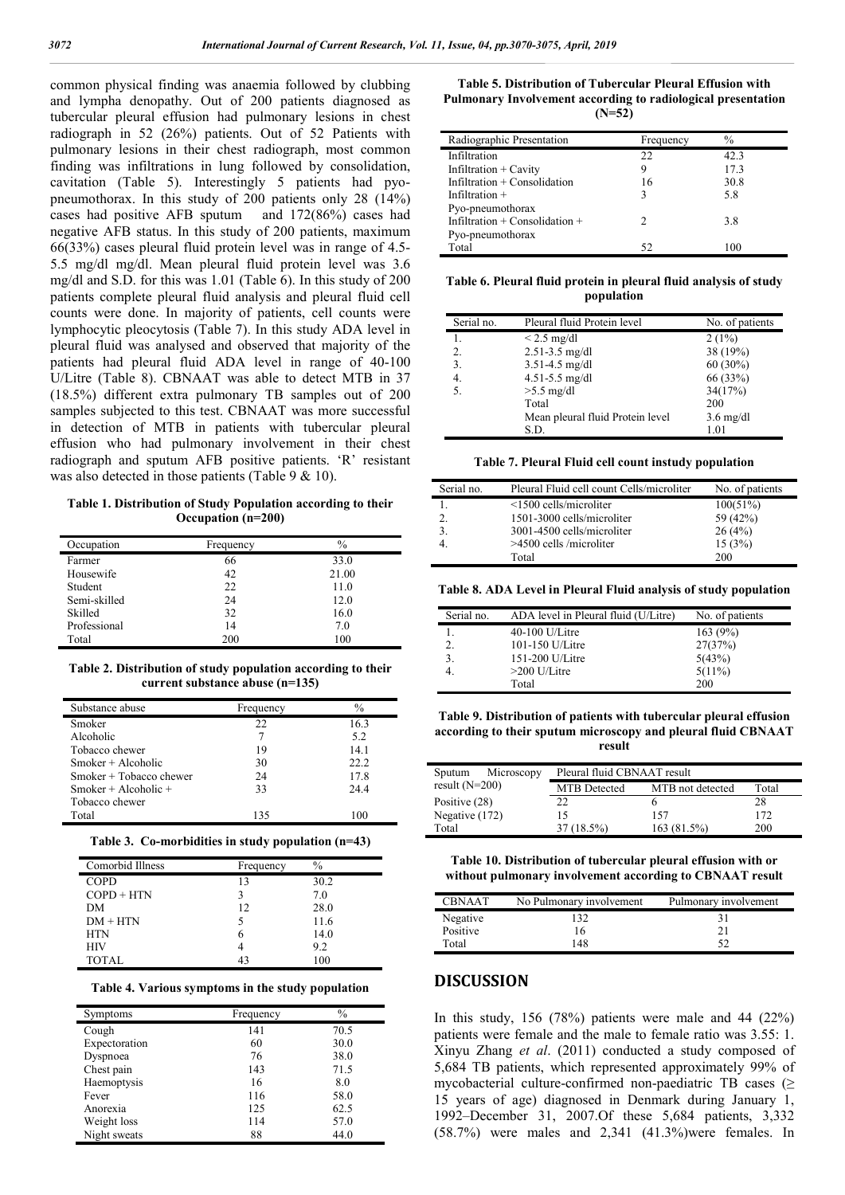common physical finding was anaemia followed by clubbing and lympha denopathy. Out of 200 patients diagnosed as tubercular pleural effusion had pulmonary lesions in chest radiograph in 52 (26%) patients. Out of 52 Patients with pulmonary lesions in their chest radiograph, most common finding was infiltrations in lung followed by consolidation, cavitation (Table 5). Interestingly 5 patients had pyo-pneumothorax. In this study of 200 patients only 28 (14%) cases had positive AFB sputum and 172(86%) cases had negative AFB status. In this study of 200 patients, maximum 66(33%) cases pleural fluid protein level was in range of 4.5-5.5 mg/dl mg/dl. Mean pleural fluid protein level was 3.6 mg/dl and S.D. for this was 1.01 (Table 6). In this study of 200 patients complete pleural fluid analysis and pleural fluid cell counts were done. In majority of patients, cell counts were lymphocytic pleocytosis (Table 7). In this study ADA level in pleural fluid was analysed and observed that majority of the patients had pleural fluid ADA level in range of 40-100 U/Litre (Table 8). CBNAAT was able to detect MTB in 37 (18.5%) different extra pulmonary TB samples out of 200 samples subjected to this test. CBNAAT was more successful in detection of MTB in patients with tubercular pleural effusion who had pulmonary involvement in their chest radiograph and sputum AFB positive patients. 'R' resistant was also detected in those patients (Table 9 & 10).

**Table 1. Distribution of Study Population according to their Occupation (n=200)**

| Occupation | Frequency | % |
|---|---|---|
| Farmer | 66 | 33.0 |
| Housewife | 42 | 21.00 |
| Student | 22 | 11.0 |
| Semi-skilled | 24 | 12.0 |
| Skilled | 32 | 16.0 |
| Professional | 14 | 7.0 |
| Total | 200 | 100 |

**Table 2. Distribution of study population according to their current substance abuse (n=135)**

| Substance abuse | Frequency | % |
|---|---|---|
| Smoker | 22 | 16.3 |
| Alcoholic | 7 | 5.2 |
| Tobacco chewer | 19 | 14.1 |
| Smoker + Alcoholic | 30 | 22.2 |
| Smoker + Tobacco chewer | 24 | 17.8 |
| Smoker + Alcoholic + Tobacco chewer | 33 | 24.4 |
| Total | 135 | 100 |

**Table 3. Co-morbidities in study population (n=43)**

| Comorbid Illness | Frequency | % |
|---|---|---|
| COPD | 13 | 30.2 |
| COPD + HTN | 3 | 7.0 |
| DM | 12 | 28.0 |
| DM + HTN | 5 | 11.6 |
| HTN | 6 | 14.0 |
| HIV | 4 | 9.2 |
| TOTAL | 43 | 100 |

**Table 4. Various symptoms in the study population**

| Symptoms | Frequency | % |
|---|---|---|
| Cough | 141 | 70.5 |
| Expectoration | 60 | 30.0 |
| Dyspnoea | 76 | 38.0 |
| Chest pain | 143 | 71.5 |
| Haemoptysis | 16 | 8.0 |
| Fever | 116 | 58.0 |
| Anorexia | 125 | 62.5 |
| Weight loss | 114 | 57.0 |
| Night sweats | 88 | 44.0 |

**Table 5. Distribution of Tubercular Pleural Effusion with Pulmonary Involvement according to radiological presentation (N=52)**

| Radiographic Presentation | Frequency | % |
|---|---|---|
| Infiltration | 22 | 42.3 |
| Infiltration + Cavity | 9 | 17.3 |
| Infiltration + Consolidation | 16 | 30.8 |
| Infiltration + Pyo-pneumothorax | 3 | 5.8 |
| Infiltration + Consolidation + Pyo-pneumothorax | 2 | 3.8 |
| Total | 52 | 100 |

**Table 6. Pleural fluid protein in pleural fluid analysis of study population**

| Serial no. | Pleural fluid Protein level | No. of patients |
|---|---|---|
| 1. | < 2.5 mg/dl | 2 (1%) |
| 2. | 2.51-3.5 mg/dl | 38 (19%) |
| 3. | 3.51-4.5 mg/dl | 60 (30%) |
| 4. | 4.51-5.5 mg/dl | 66 (33%) |
| 5. | >5.5 mg/dl | 34(17%) |
| | Total | 200 |
| | Mean pleural fluid Protein level | 3.6 mg/dl |
| | S.D. | 1.01 |

**Table 7. Pleural Fluid cell count instudy population**

| Serial no. | Pleural Fluid cell count Cells/microliter | No. of patients |
|---|---|---|
| 1. | <1500 cells/microliter | 100(51%) |
| 2. | 1501-3000 cells/microliter | 59 (42%) |
| 3. | 3001-4500 cells/microliter | 26 (4%) |
| 4. | >4500 cells /microliter | 15 (3%) |
| | Total | 200 |

**Table 8. ADA Level in Pleural Fluid analysis of study population**

| Serial no. | ADA level in Pleural fluid (U/Litre) | No. of patients |
|---|---|---|
| 1. | 40-100 U/Litre | 163 (9%) |
| 2. | 101-150 U/Litre | 27(37%) |
| 3. | 151-200 U/Litre | 5(43%) |
| 4. | >200 U/Litre | 5(11%) |
| | Total | 200 |

**Table 9. Distribution of patients with tubercular pleural effusion according to their sputum microscopy and pleural fluid CBNAAT result**

| Sputum Microscopy result (N=200) | Pleural fluid CBNAAT result | | |
|---|---|---|---|
| | MTB Detected | MTB not detected | Total |
| Positive (28) | 22 | 6 | 28 |
| Negative (172) | 15 | 157 | 172 |
| Total | 37 (18.5%) | 163 (81.5%) | 200 |

**Table 10. Distribution of tubercular pleural effusion with or without pulmonary involvement according to CBNAAT result**

| CBNAAT | No Pulmonary involvement | Pulmonary involvement |
|---|---|---|
| Negative | 132 | 31 |
| Positive | 16 | 21 |
| Total | 148 | 52 |

## DISCUSSION

In this study, 156 (78%) patients were male and 44 (22%) patients were female and the male to female ratio was 3.55: 1. Xinyu Zhang *et al*. (2011) conducted a study composed of 5,684 TB patients, which represented approximately 99% of mycobacterial culture-confirmed non-paediatric TB cases (≥ 15 years of age) diagnosed in Denmark during January 1, 1992–December 31, 2007.Of these 5,684 patients, 3,332 (58.7%) were males and 2,341 (41.3%)were females. In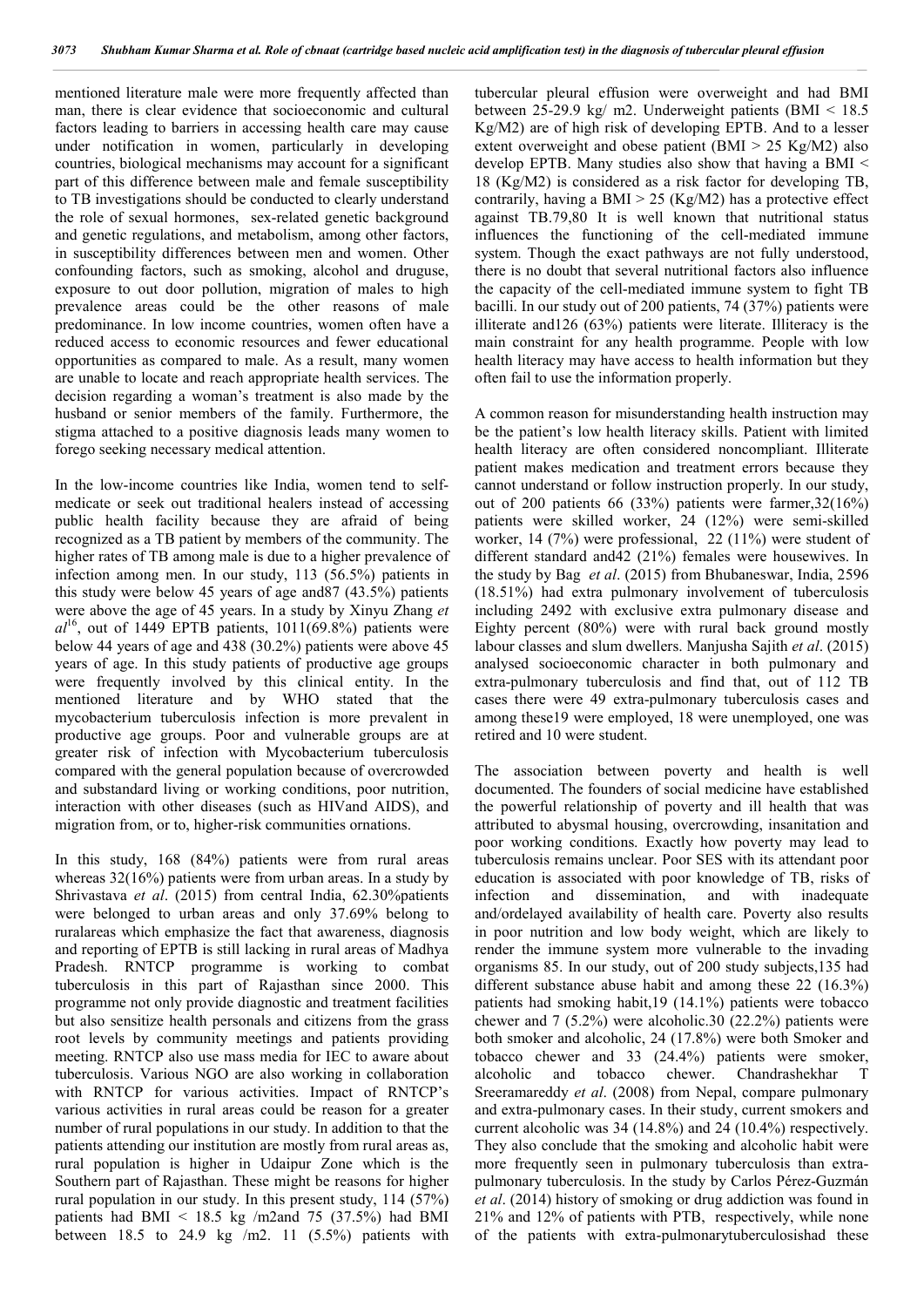mentioned literature male were more frequently affected than man, there is clear evidence that socioeconomic and cultural factors leading to barriers in accessing health care may cause under notification in women, particularly in developing countries, biological mechanisms may account for a significant part of this difference between male and female susceptibility to TB investigations should be conducted to clearly understand the role of sexual hormones, sex-related genetic background and genetic regulations, and metabolism, among other factors, in susceptibility differences between men and women. Other confounding factors, such as smoking, alcohol and druguse, exposure to out door pollution, migration of males to high prevalence areas could be the other reasons of male predominance. In low income countries, women often have a reduced access to economic resources and fewer educational opportunities as compared to male. As a result, many women are unable to locate and reach appropriate health services. The decision regarding a woman's treatment is also made by the husband or senior members of the family. Furthermore, the stigma attached to a positive diagnosis leads many women to forego seeking necessary medical attention.

In the low-income countries like India, women tend to self-medicate or seek out traditional healers instead of accessing public health facility because they are afraid of being recognized as a TB patient by members of the community. The higher rates of TB among male is due to a higher prevalence of infection among men. In our study, 113 (56.5%) patients in this study were below 45 years of age and87 (43.5%) patients were above the age of 45 years. In a study by Xinyu Zhang *et al*[16], out of 1449 EPTB patients, 1011(69.8%) patients were below 44 years of age and 438 (30.2%) patients were above 45 years of age. In this study patients of productive age groups were frequently involved by this clinical entity. In the mentioned literature and by WHO stated that the mycobacterium tuberculosis infection is more prevalent in productive age groups. Poor and vulnerable groups are at greater risk of infection with Mycobacterium tuberculosis compared with the general population because of overcrowded and substandard living or working conditions, poor nutrition, interaction with other diseases (such as HIVand AIDS), and migration from, or to, higher-risk communities ornations.

In this study, 168 (84%) patients were from rural areas whereas 32(16%) patients were from urban areas. In a study by Shrivastava *et al*. (2015) from central India, 62.30%patients were belonged to urban areas and only 37.69% belong to ruralareas which emphasize the fact that awareness, diagnosis and reporting of EPTB is still lacking in rural areas of Madhya Pradesh. RNTCP programme is working to combat tuberculosis in this part of Rajasthan since 2000. This programme not only provide diagnostic and treatment facilities but also sensitize health personals and citizens from the grass root levels by community meetings and patients providing meeting. RNTCP also use mass media for IEC to aware about tuberculosis. Various NGO are also working in collaboration with RNTCP for various activities. Impact of RNTCP's various activities in rural areas could be reason for a greater number of rural populations in our study. In addition to that the patients attending our institution are mostly from rural areas as, rural population is higher in Udaipur Zone which is the Southern part of Rajasthan. These might be reasons for higher rural population in our study. In this present study, 114 (57%) patients had BMI < 18.5 kg /m2and 75 (37.5%) had BMI between 18.5 to 24.9 kg /m2. 11 (5.5%) patients with tubercular pleural effusion were overweight and had BMI between 25-29.9 kg/ m2. Underweight patients (BMI < 18.5 Kg/M2) are of high risk of developing EPTB. And to a lesser extent overweight and obese patient (BMI > 25 Kg/M2) also develop EPTB. Many studies also show that having a BMI < 18 (Kg/M2) is considered as a risk factor for developing TB, contrarily, having a BMI > 25 (Kg/M2) has a protective effect against TB.79,80 It is well known that nutritional status influences the functioning of the cell-mediated immune system. Though the exact pathways are not fully understood, there is no doubt that several nutritional factors also influence the capacity of the cell-mediated immune system to fight TB bacilli. In our study out of 200 patients, 74 (37%) patients were illiterate and126 (63%) patients were literate. Illiteracy is the main constraint for any health programme. People with low health literacy may have access to health information but they often fail to use the information properly.

A common reason for misunderstanding health instruction may be the patient's low health literacy skills. Patient with limited health literacy are often considered noncompliant. Illiterate patient makes medication and treatment errors because they cannot understand or follow instruction properly. In our study, out of 200 patients 66 (33%) patients were farmer,32(16%) patients were skilled worker, 24 (12%) were semi-skilled worker, 14 (7%) were professional, 22 (11%) were student of different standard and42 (21%) females were housewives. In the study by Bag *et al*. (2015) from Bhubaneswar, India, 2596 (18.51%) had extra pulmonary involvement of tuberculosis including 2492 with exclusive extra pulmonary disease and Eighty percent (80%) were with rural back ground mostly labour classes and slum dwellers. Manjusha Sajith *et al*. (2015) analysed socioeconomic character in both pulmonary and extra-pulmonary tuberculosis and find that, out of 112 TB cases there were 49 extra-pulmonary tuberculosis cases and among these19 were employed, 18 were unemployed, one was retired and 10 were student.

The association between poverty and health is well documented. The founders of social medicine have established the powerful relationship of poverty and ill health that was attributed to abysmal housing, overcrowding, insanitation and poor working conditions. Exactly how poverty may lead to tuberculosis remains unclear. Poor SES with its attendant poor education is associated with poor knowledge of TB, risks of infection and dissemination, and with inadequate and/ordelayed availability of health care. Poverty also results in poor nutrition and low body weight, which are likely to render the immune system more vulnerable to the invading organisms 85. In our study, out of 200 study subjects,135 had different substance abuse habit and among these 22 (16.3%) patients had smoking habit,19 (14.1%) patients were tobacco chewer and 7 (5.2%) were alcoholic.30 (22.2%) patients were both smoker and alcoholic, 24 (17.8%) were both Smoker and tobacco chewer and 33 (24.4%) patients were smoker, alcoholic and tobacco chewer. Chandrashekhar T Sreeramareddy *et al*. (2008) from Nepal, compare pulmonary and extra-pulmonary cases. In their study, current smokers and current alcoholic was 34 (14.8%) and 24 (10.4%) respectively. They also conclude that the smoking and alcoholic habit were more frequently seen in pulmonary tuberculosis than extra-pulmonary tuberculosis. In the study by Carlos Pérez-Guzmán *et al*. (2014) history of smoking or drug addiction was found in 21% and 12% of patients with PTB, respectively, while none of the patients with extra-pulmonarytuberculosishad these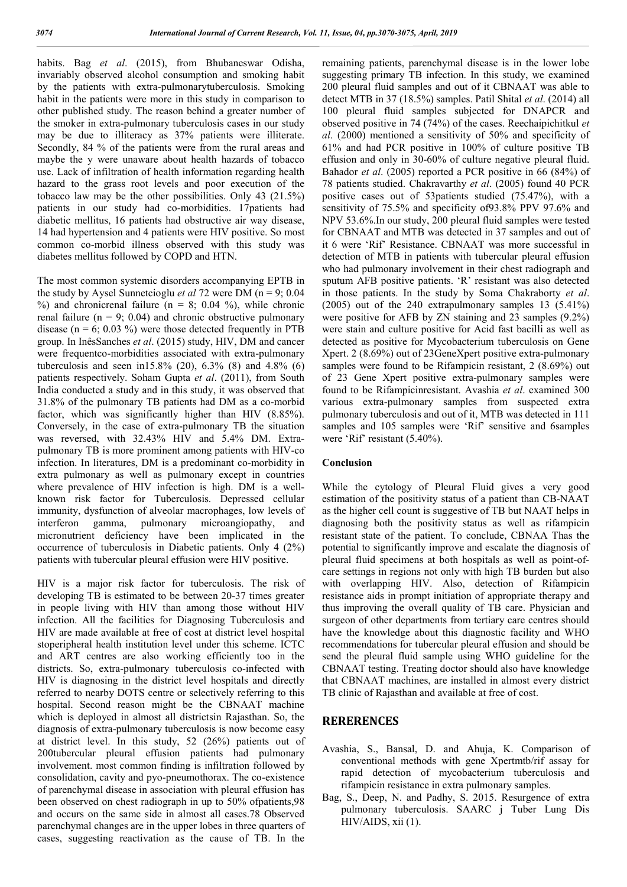habits. Bag *et al*. (2015), from Bhubaneswar Odisha, invariably observed alcohol consumption and smoking habit by the patients with extra-pulmonarytuberculosis. Smoking habit in the patients were more in this study in comparison to other published study. The reason behind a greater number of the smoker in extra-pulmonary tuberculosis cases in our study may be due to illiteracy as 37% patients were illiterate. Secondly, 84 % of the patients were from the rural areas and maybe the y were unaware about health hazards of tobacco use. Lack of infiltration of health information regarding health hazard to the grass root levels and poor execution of the tobacco law may be the other possibilities. Only 43 (21.5%) patients in our study had co-morbidities. 17patients had diabetic mellitus, 16 patients had obstructive air way disease, 14 had hypertension and 4 patients were HIV positive. So most common co-morbid illness observed with this study was diabetes mellitus followed by COPD and HTN.

The most common systemic disorders accompanying EPTB in the study by Aysel Sunnetcioglu *et al* 72 were DM (n = 9; 0.04 %) and chronicrenal failure (n = 8; 0.04 %), while chronic renal failure (n = 9; 0.04) and chronic obstructive pulmonary disease (n = 6; 0.03 %) were those detected frequently in PTB group. In InêsSanches *et al*. (2015) study, HIV, DM and cancer were frequentco-morbidities associated with extra-pulmonary tuberculosis and seen in15.8% (20), 6.3% (8) and 4.8% (6) patients respectively. Soham Gupta *et al*. (2011), from South India conducted a study and in this study, it was observed that 31.8% of the pulmonary TB patients had DM as a co-morbid factor, which was significantly higher than HIV (8.85%). Conversely, in the case of extra-pulmonary TB the situation was reversed, with 32.43% HIV and 5.4% DM. Extra-pulmonary TB is more prominent among patients with HIV-co infection. In literatures, DM is a predominant co-morbidity in extra pulmonary as well as pulmonary except in countries where prevalence of HIV infection is high. DM is a well-known risk factor for Tuberculosis. Depressed cellular immunity, dysfunction of alveolar macrophages, low levels of interferon gamma, pulmonary microangiopathy, and micronutrient deficiency have been implicated in the occurrence of tuberculosis in Diabetic patients. Only 4 (2%) patients with tubercular pleural effusion were HIV positive.

HIV is a major risk factor for tuberculosis. The risk of developing TB is estimated to be between 20-37 times greater in people living with HIV than among those without HIV infection. All the facilities for Diagnosing Tuberculosis and HIV are made available at free of cost at district level hospital stoperipheral health institution level under this scheme. ICTC and ART centres are also working efficiently too in the districts. So, extra-pulmonary tuberculosis co-infected with HIV is diagnosing in the district level hospitals and directly referred to nearby DOTS centre or selectively referring to this hospital. Second reason might be the CBNAAT machine which is deployed in almost all districtsin Rajasthan. So, the diagnosis of extra-pulmonary tuberculosis is now become easy at district level. In this study, 52 (26%) patients out of 200tubercular pleural effusion patients had pulmonary involvement. most common finding is infiltration followed by consolidation, cavity and pyo-pneumothorax. The co-existence of parenchymal disease in association with pleural effusion has been observed on chest radiograph in up to 50% ofpatients,98 and occurs on the same side in almost all cases.78 Observed parenchymal changes are in the upper lobes in three quarters of cases, suggesting reactivation as the cause of TB. In the remaining patients, parenchymal disease is in the lower lobe suggesting primary TB infection. In this study, we examined 200 pleural fluid samples and out of it CBNAAT was able to detect MTB in 37 (18.5%) samples. Patil Shital *et al*. (2014) all 100 pleural fluid samples subjected for DNAPCR and observed positive in 74 (74%) of the cases. Reechaipichitkul *et al*. (2000) mentioned a sensitivity of 50% and specificity of 61% and had PCR positive in 100% of culture positive TB effusion and only in 30-60% of culture negative pleural fluid. Bahador *et al*. (2005) reported a PCR positive in 66 (84%) of 78 patients studied. Chakravarthy *et al*. (2005) found 40 PCR positive cases out of 53patients studied (75.47%), with a sensitivity of 75.5% and specificity of93.8% PPV 97.6% and NPV 53.6%.In our study, 200 pleural fluid samples were tested for CBNAAT and MTB was detected in 37 samples and out of it 6 were 'Rif' Resistance. CBNAAT was more successful in detection of MTB in patients with tubercular pleural effusion who had pulmonary involvement in their chest radiograph and sputum AFB positive patients. 'R' resistant was also detected in those patients. In the study by Soma Chakraborty *et al*. (2005) out of the 240 extrapulmonary samples 13 (5.41%) were positive for AFB by ZN staining and 23 samples (9.2%) were stain and culture positive for Acid fast bacilli as well as detected as positive for Mycobacterium tuberculosis on Gene Xpert. 2 (8.69%) out of 23GeneXpert positive extra-pulmonary samples were found to be Rifampicin resistant, 2 (8.69%) out of 23 Gene Xpert positive extra-pulmonary samples were found to be Rifampicinresistant. Avashia *et al*. examined 300 various extra-pulmonary samples from suspected extra pulmonary tuberculosis and out of it, MTB was detected in 111 samples and 105 samples were 'Rif' sensitive and 6samples were 'Rif' resistant (5.40%).

## Conclusion

While the cytology of Pleural Fluid gives a very good estimation of the positivity status of a patient than CB-NAAT as the higher cell count is suggestive of TB but NAAT helps in diagnosing both the positivity status as well as rifampicin resistant state of the patient. To conclude, CBNAA Thas the potential to significantly improve and escalate the diagnosis of pleural fluid specimens at both hospitals as well as point-of-care settings in regions not only with high TB burden but also with overlapping HIV. Also, detection of Rifampicin resistance aids in prompt initiation of appropriate therapy and thus improving the overall quality of TB care. Physician and surgeon of other departments from tertiary care centres should have the knowledge about this diagnostic facility and WHO recommendations for tubercular pleural effusion and should be send the pleural fluid sample using WHO guideline for the CBNAAT testing. Treating doctor should also have knowledge that CBNAAT machines, are installed in almost every district TB clinic of Rajasthan and available at free of cost.

## RERERENCES

- Avashia, S., Bansal, D. and Ahuja, K. Comparison of conventional methods with gene Xpertmtb/rif assay for rapid detection of mycobacterium tuberculosis and rifampicin resistance in extra pulmonary samples.
- Bag, S., Deep, N. and Padhy, S. 2015. Resurgence of extra pulmonary tuberculosis. SAARC j Tuber Lung Dis HIV/AIDS, xii (1).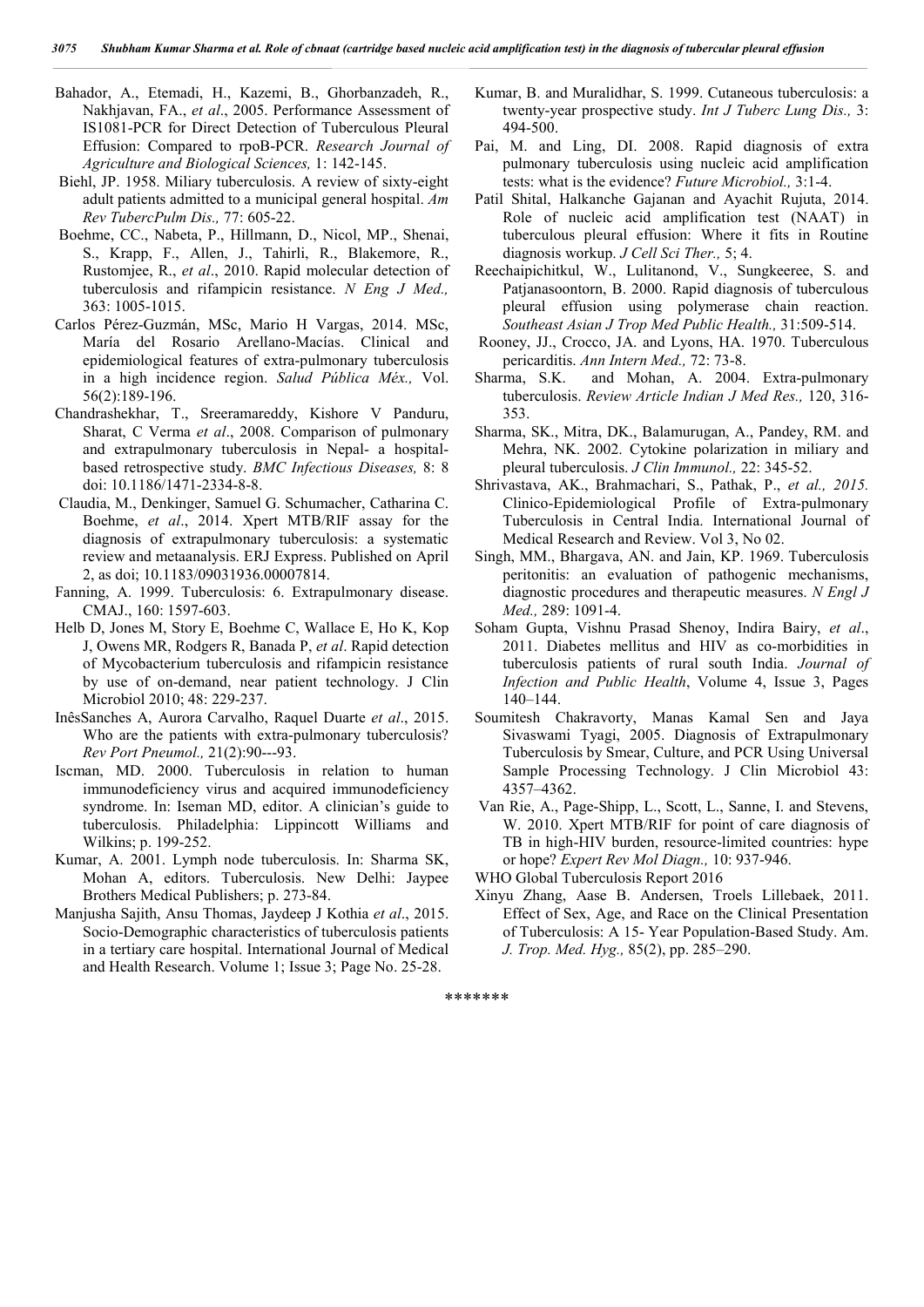Bahador, A., Etemadi, H., Kazemi, B., Ghorbanzadeh, R., Nakhjavan, FA., *et al*., 2005. Performance Assessment of IS1081-PCR for Direct Detection of Tuberculous Pleural Effusion: Compared to rpoB-PCR. *Research Journal of Agriculture and Biological Sciences,* 1: 142-145.

Biehl, JP. 1958. Miliary tuberculosis. A review of sixty-eight adult patients admitted to a municipal general hospital. *Am Rev TubercPulm Dis.,* 77: 605-22.

Boehme, CC., Nabeta, P., Hillmann, D., Nicol, MP., Shenai, S., Krapp, F., Allen, J., Tahirli, R., Blakemore, R., Rustomjee, R., *et al*., 2010. Rapid molecular detection of tuberculosis and rifampicin resistance. *N Eng J Med.,* 363: 1005-1015.

Carlos Pérez-Guzmán, MSc, Mario H Vargas, 2014. MSc, María del Rosario Arellano-Macías. Clinical and epidemiological features of extra-pulmonary tuberculosis in a high incidence region. *Salud Pública Méx.,* Vol. 56(2):189-196.

Chandrashekhar, T., Sreeramareddy, Kishore V Panduru, Sharat, C Verma *et al*., 2008. Comparison of pulmonary and extrapulmonary tuberculosis in Nepal- a hospital-based retrospective study. *BMC Infectious Diseases,* 8: 8 doi: 10.1186/1471-2334-8-8.

Claudia, M., Denkinger, Samuel G. Schumacher, Catharina C. Boehme, *et al*., 2014. Xpert MTB/RIF assay for the diagnosis of extrapulmonary tuberculosis: a systematic review and metaanalysis. ERJ Express. Published on April 2, as doi; 10.1183/09031936.00007814.

Fanning, A. 1999. Tuberculosis: 6. Extrapulmonary disease. CMAJ., 160: 1597-603.

Helb D, Jones M, Story E, Boehme C, Wallace E, Ho K, Kop J, Owens MR, Rodgers R, Banada P, *et al*. Rapid detection of Mycobacterium tuberculosis and rifampicin resistance by use of on-demand, near patient technology. J Clin Microbiol 2010; 48: 229-237.

InêsSanches A, Aurora Carvalho, Raquel Duarte *et al*., 2015. Who are the patients with extra-pulmonary tuberculosis? *Rev Port Pneumol.,* 21(2):90---93.

Iscman, MD. 2000. Tuberculosis in relation to human immunodeficiency virus and acquired immunodeficiency syndrome. In: Iseman MD, editor. A clinician's guide to tuberculosis. Philadelphia: Lippincott Williams and Wilkins; p. 199-252.

Kumar, A. 2001. Lymph node tuberculosis. In: Sharma SK, Mohan A, editors. Tuberculosis. New Delhi: Jaypee Brothers Medical Publishers; p. 273-84.

Manjusha Sajith, Ansu Thomas, Jaydeep J Kothia *et al*., 2015. Socio-Demographic characteristics of tuberculosis patients in a tertiary care hospital. International Journal of Medical and Health Research. Volume 1; Issue 3; Page No. 25-28.

Kumar, B. and Muralidhar, S. 1999. Cutaneous tuberculosis: a twenty-year prospective study. *Int J Tuberc Lung Dis.,* 3: 494-500.

Pai, M. and Ling, DI. 2008. Rapid diagnosis of extra pulmonary tuberculosis using nucleic acid amplification tests: what is the evidence? *Future Microbiol.,* 3:1-4.

Patil Shital, Halkanche Gajanan and Ayachit Rujuta, 2014. Role of nucleic acid amplification test (NAAT) in tuberculous pleural effusion: Where it fits in Routine diagnosis workup. *J Cell Sci Ther.,* 5; 4.

Reechaipichitkul, W., Lulitanond, V., Sungkeeree, S. and Patjanasoontorn, B. 2000. Rapid diagnosis of tuberculous pleural effusion using polymerase chain reaction. *Southeast Asian J Trop Med Public Health.,* 31:509-514.

Rooney, JJ., Crocco, JA. and Lyons, HA. 1970. Tuberculous pericarditis. *Ann Intern Med.,* 72: 73-8.

Sharma, S.K. and Mohan, A. 2004. Extra-pulmonary tuberculosis. *Review Article Indian J Med Res.,* 120, 316-353.

Sharma, SK., Mitra, DK., Balamurugan, A., Pandey, RM. and Mehra, NK. 2002. Cytokine polarization in miliary and pleural tuberculosis. *J Clin Immunol.,* 22: 345-52.

Shrivastava, AK., Brahmachari, S., Pathak, P., *et al., 2015.* Clinico-Epidemiological Profile of Extra-pulmonary Tuberculosis in Central India. International Journal of Medical Research and Review. Vol 3, No 02.

Singh, MM., Bhargava, AN. and Jain, KP. 1969. Tuberculosis peritonitis: an evaluation of pathogenic mechanisms, diagnostic procedures and therapeutic measures. *N Engl J Med.,* 289: 1091-4.

Soham Gupta, Vishnu Prasad Shenoy, Indira Bairy, *et al*., 2011. Diabetes mellitus and HIV as co-morbidities in tuberculosis patients of rural south India. *Journal of Infection and Public Health*, Volume 4, Issue 3, Pages 140–144.

Soumitesh Chakravorty, Manas Kamal Sen and Jaya Sivaswami Tyagi, 2005. Diagnosis of Extrapulmonary Tuberculosis by Smear, Culture, and PCR Using Universal Sample Processing Technology. J Clin Microbiol 43: 4357–4362.

Van Rie, A., Page-Shipp, L., Scott, L., Sanne, I. and Stevens, W. 2010. Xpert MTB/RIF for point of care diagnosis of TB in high-HIV burden, resource-limited countries: hype or hope? *Expert Rev Mol Diagn.,* 10: 937-946.

WHO Global Tuberculosis Report 2016

Xinyu Zhang, Aase B. Andersen, Troels Lillebaek, 2011. Effect of Sex, Age, and Race on the Clinical Presentation of Tuberculosis: A 15- Year Population-Based Study. Am. *J. Trop. Med. Hyg.,* 85(2), pp. 285–290.

*******